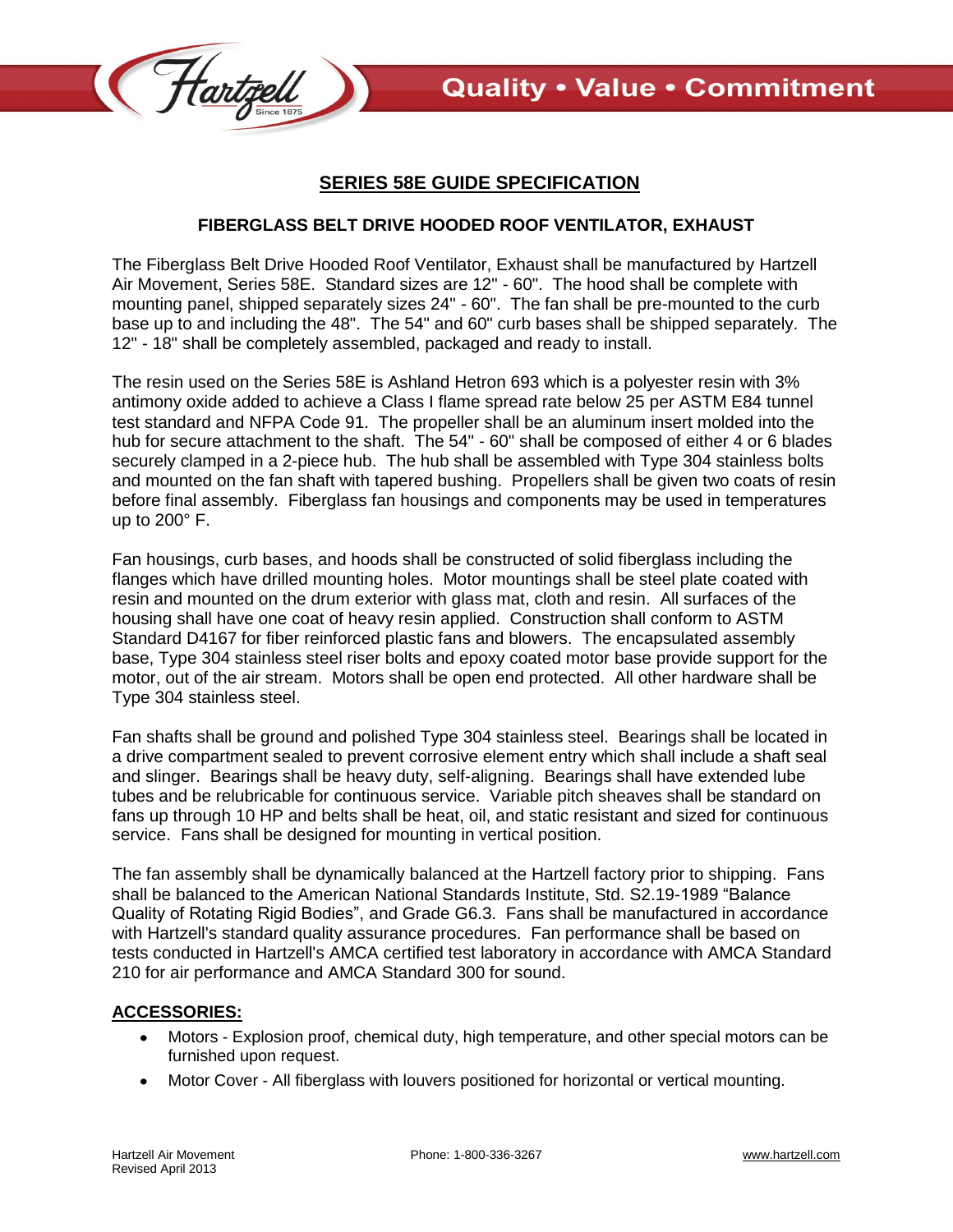# SERIES 58E GUIDE SPECIFICATION

## FIBERGLASS BELT DRIVE HOODED ROOF VENTILATOR, EXHAUST

The Fiberglass Belt Drive Hooded Roof Ventilator, Exhaust shall be manufactured by Hartzell Air Movement, Series 58E. Standard sizes are 12" - 60". The hood shall be complete with mounting panel, shipped separately sizes 24" - 60". The fan shall be pre-mounted to the curb base up to and including the 48". The 54" and 60" curb bases shall be shipped separately. The 12" - 18" shall be completely assembled, packaged and ready to install.

The resin used on the Series 58E is Ashland Hetron 693 which is a polyester resin with 3% antimony oxide added to achieve a Class I flame spread rate below 25 per ASTM E84 tunnel test standard and NFPA Code 91. The propeller shall be an aluminum insert molded into the hub for secure attachment to the shaft. The 54" - 60" shall be composed of either 4 or 6 blades securely clamped in a 2-piece hub. The hub shall be assembled with Type 304 stainless bolts and mounted on the fan shaft with tapered bushing. Propellers shall be given two coats of resin before final assembly. Fiberglass fan housings and components may be used in temperatures up to 200° F.

Fan housings, curb bases, and hoods shall be constructed of solid fiberglass including the flanges which have drilled mounting holes. Motor mountings shall be steel plate coated with resin and mounted on the drum exterior with glass mat, cloth and resin. All surfaces of the housing shall have one coat of heavy resin applied. Construction shall conform to ASTM Standard D4167 for fiber reinforced plastic fans and blowers. The encapsulated assembly base, Type 304 stainless steel riser bolts and epoxy coated motor base provide support for the motor, out of the air stream. Motors shall be open end protected. All other hardware shall be Type 304 stainless steel.

Fan shafts shall be ground and polished Type 304 stainless steel. Bearings shall be located in a drive compartment sealed to prevent corrosive element entry which shall include a shaft seal and slinger. Bearings shall be heavy duty, self-aligning. Bearings shall have extended lube tubes and be relubricable for continuous service. Variable pitch sheaves shall be standard on fans up through 10 HP and belts shall be heat, oil, and static resistant and sized for continuous service. Fans shall be designed for mounting in vertical position.

The fan assembly shall be dynamically balanced at the Hartzell factory prior to shipping. Fans shall be balanced to the American National Standards Institute, Std. S2.19-1989 "Balance Quality of Rotating Rigid Bodies", and Grade G6.3. Fans shall be manufactured in accordance with Hartzell's standard quality assurance procedures. Fan performance shall be based on tests conducted in Hartzell's AMCA certified test laboratory in accordance with AMCA Standard 210 for air performance and AMCA Standard 300 for sound.

## ACCESSORIES:

- Motors - Explosion proof, chemical duty, high temperature, and other special motors can be furnished upon request.
- Motor Cover - All fiberglass with louvers positioned for horizontal or vertical mounting.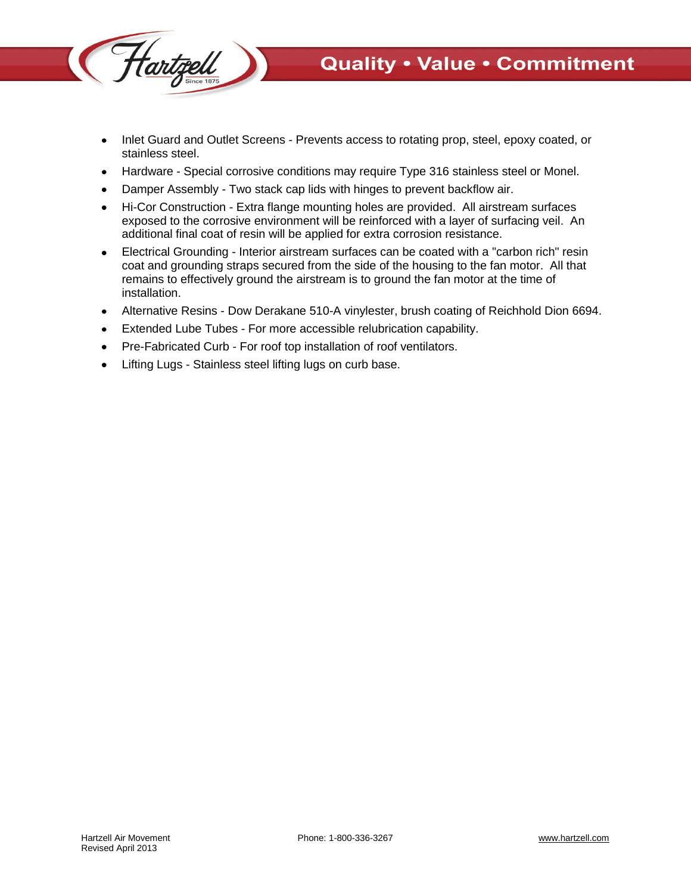- Inlet Guard and Outlet Screens - Prevents access to rotating prop, steel, epoxy coated, or stainless steel.
- Hardware - Special corrosive conditions may require Type 316 stainless steel or Monel.
- Damper Assembly - Two stack cap lids with hinges to prevent backflow air.
- Hi-Cor Construction - Extra flange mounting holes are provided. All airstream surfaces exposed to the corrosive environment will be reinforced with a layer of surfacing veil. An additional final coat of resin will be applied for extra corrosion resistance.
- Electrical Grounding - Interior airstream surfaces can be coated with a "carbon rich" resin coat and grounding straps secured from the side of the housing to the fan motor. All that remains to effectively ground the airstream is to ground the fan motor at the time of installation.
- Alternative Resins - Dow Derakane 510-A vinylester, brush coating of Reichhold Dion 6694.
- Extended Lube Tubes - For more accessible relubrication capability.
- Pre-Fabricated Curb - For roof top installation of roof ventilators.
- Lifting Lugs - Stainless steel lifting lugs on curb base.